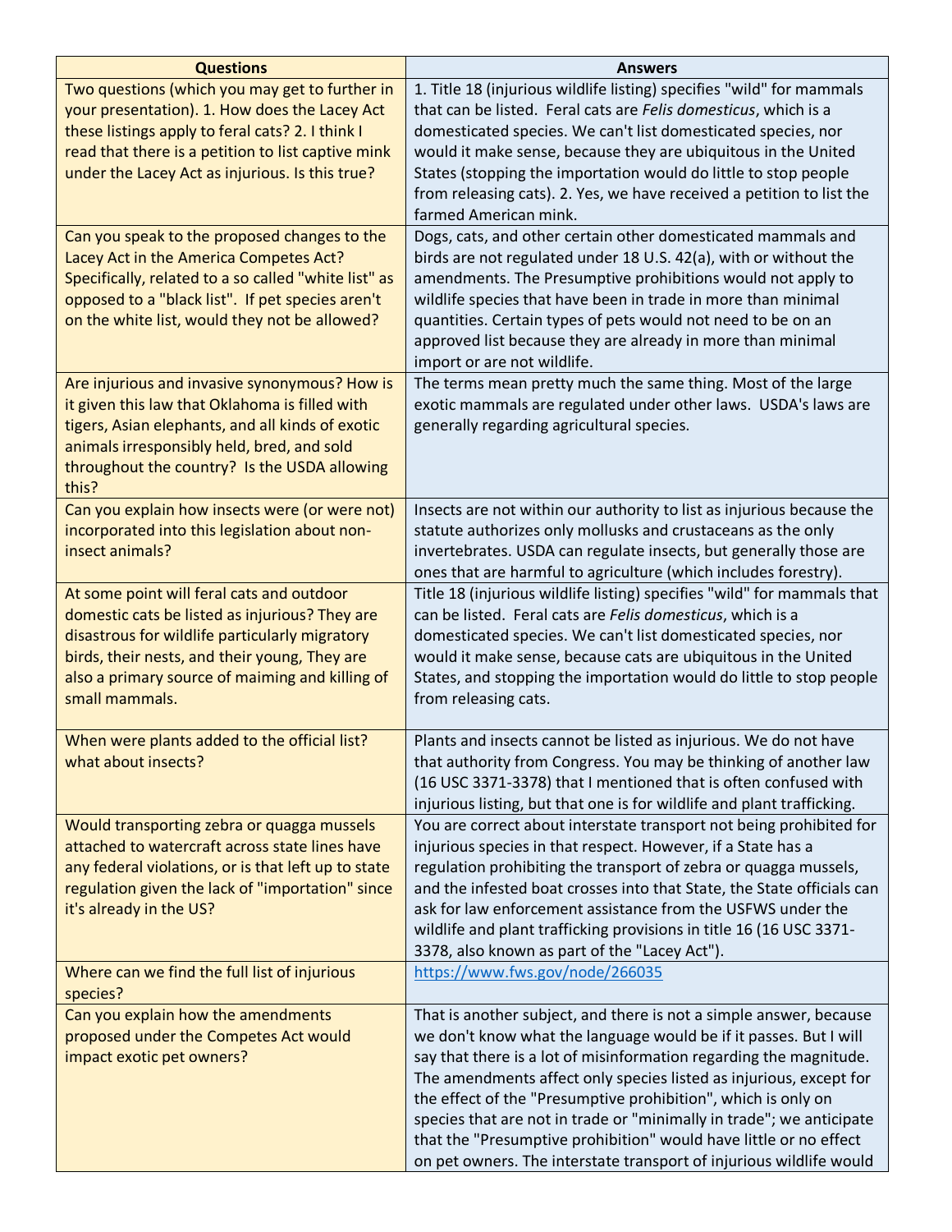| Questions | Answers |
| --- | --- |
| Two questions (which you may get to further in your presentation). 1. How does the Lacey Act these listings apply to feral cats? 2. I think I read that there is a petition to list captive mink under the Lacey Act as injurious. Is this true? | 1. Title 18 (injurious wildlife listing) specifies "wild" for mammals that can be listed. Feral cats are *Felis domesticus*, which is a domesticated species. We can't list domesticated species, nor would it make sense, because they are ubiquitous in the United States (stopping the importation would do little to stop people from releasing cats). 2. Yes, we have received a petition to list the farmed American mink. |
| Can you speak to the proposed changes to the Lacey Act in the America Competes Act? Specifically, related to a so called "white list" as opposed to a "black list". If pet species aren't on the white list, would they not be allowed? | Dogs, cats, and other certain other domesticated mammals and birds are not regulated under 18 U.S. 42(a), with or without the amendments. The Presumptive prohibitions would not apply to wildlife species that have been in trade in more than minimal quantities. Certain types of pets would not need to be on an approved list because they are already in more than minimal import or are not wildlife. |
| Are injurious and invasive synonymous? How is it given this law that Oklahoma is filled with tigers, Asian elephants, and all kinds of exotic animals irresponsibly held, bred, and sold throughout the country? Is the USDA allowing this? | The terms mean pretty much the same thing. Most of the large exotic mammals are regulated under other laws. USDA's laws are generally regarding agricultural species. |
| Can you explain how insects were (or were not) incorporated into this legislation about non-insect animals? | Insects are not within our authority to list as injurious because the statute authorizes only mollusks and crustaceans as the only invertebrates. USDA can regulate insects, but generally those are ones that are harmful to agriculture (which includes forestry). |
| At some point will feral cats and outdoor domestic cats be listed as injurious? They are disastrous for wildlife particularly migratory birds, their nests, and their young, They are also a primary source of maiming and killing of small mammals. | Title 18 (injurious wildlife listing) specifies "wild" for mammals that can be listed. Feral cats are *Felis domesticus*, which is a domesticated species. We can't list domesticated species, nor would it make sense, because cats are ubiquitous in the United States, and stopping the importation would do little to stop people from releasing cats. |
| When were plants added to the official list? what about insects? | Plants and insects cannot be listed as injurious. We do not have that authority from Congress. You may be thinking of another law (16 USC 3371-3378) that I mentioned that is often confused with injurious listing, but that one is for wildlife and plant trafficking. |
| Would transporting zebra or quagga mussels attached to watercraft across state lines have any federal violations, or is that left up to state regulation given the lack of "importation" since it's already in the US? | You are correct about interstate transport not being prohibited for injurious species in that respect. However, if a State has a regulation prohibiting the transport of zebra or quagga mussels, and the infested boat crosses into that State, the State officials can ask for law enforcement assistance from the USFWS under the wildlife and plant trafficking provisions in title 16 (16 USC 3371-3378, also known as part of the "Lacey Act"). |
| Where can we find the full list of injurious species? | https://www.fws.gov/node/266035 |
| Can you explain how the amendments proposed under the Competes Act would impact exotic pet owners? | That is another subject, and there is not a simple answer, because we don't know what the language would be if it passes. But I will say that there is a lot of misinformation regarding the magnitude. The amendments affect only species listed as injurious, except for the effect of the "Presumptive prohibition", which is only on species that are not in trade or "minimally in trade"; we anticipate that the "Presumptive prohibition" would have little or no effect on pet owners. The interstate transport of injurious wildlife would |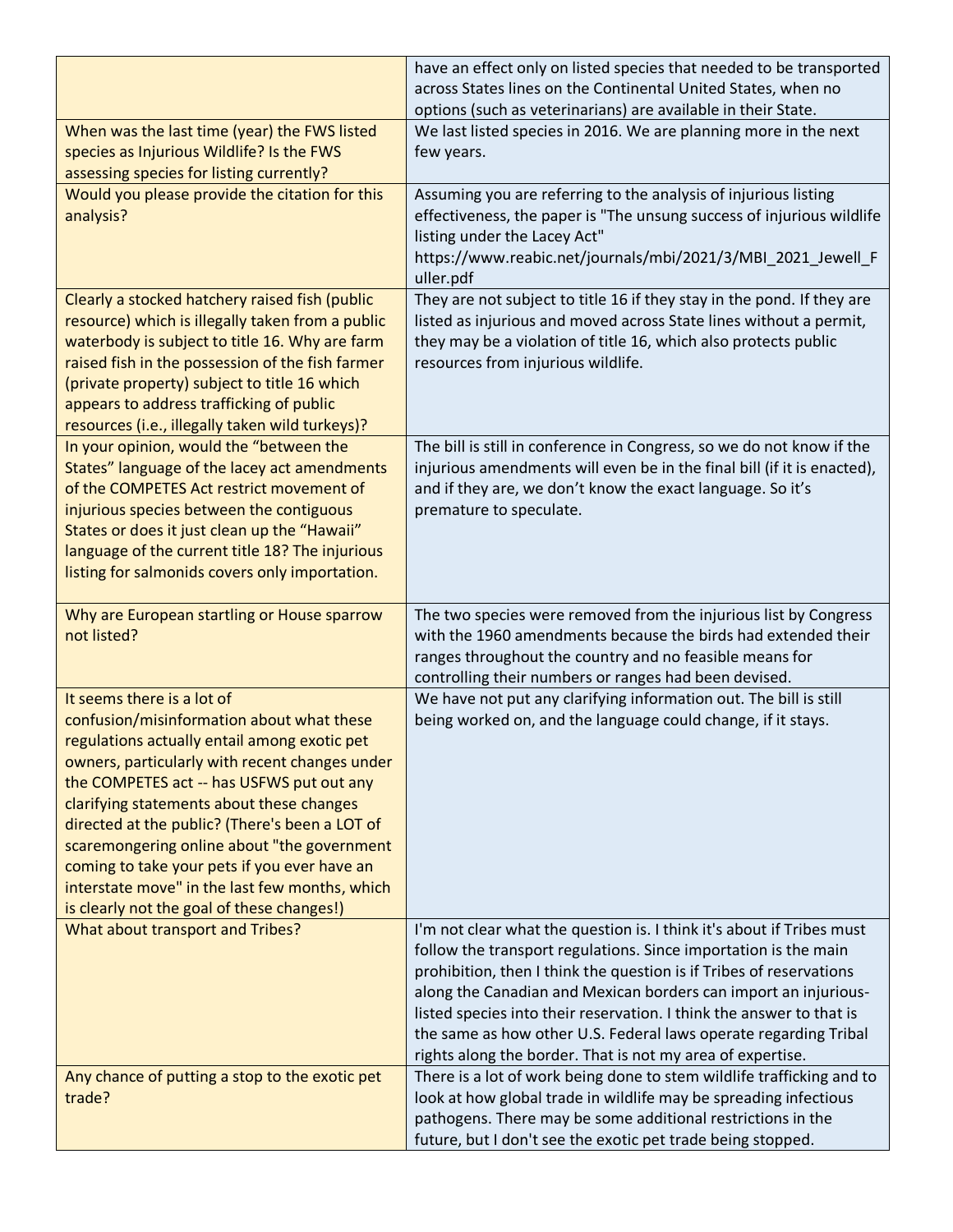|  |  |
|---|---|
|  | have an effect only on listed species that needed to be transported across States lines on the Continental United States, when no options (such as veterinarians) are available in their State. |
| When was the last time (year) the FWS listed species as Injurious Wildlife? Is the FWS assessing species for listing currently? | We last listed species in 2016. We are planning more in the next few years. |
| Would you please provide the citation for this analysis? | Assuming you are referring to the analysis of injurious listing effectiveness, the paper is "The unsung success of injurious wildlife listing under the Lacey Act" https://www.reabic.net/journals/mbi/2021/3/MBI_2021_Jewell_Fuller.pdf |
| Clearly a stocked hatchery raised fish (public resource) which is illegally taken from a public waterbody is subject to title 16. Why are farm raised fish in the possession of the fish farmer (private property) subject to title 16 which appears to address trafficking of public resources (i.e., illegally taken wild turkeys)? | They are not subject to title 16 if they stay in the pond. If they are listed as injurious and moved across State lines without a permit, they may be a violation of title 16, which also protects public resources from injurious wildlife. |
| In your opinion, would the "between the States" language of the lacey act amendments of the COMPETES Act restrict movement of injurious species between the contiguous States or does it just clean up the "Hawaii" language of the current title 18? The injurious listing for salmonids covers only importation. | The bill is still in conference in Congress, so we do not know if the injurious amendments will even be in the final bill (if it is enacted), and if they are, we don't know the exact language. So it's premature to speculate. |
| Why are European startling or House sparrow not listed? | The two species were removed from the injurious list by Congress with the 1960 amendments because the birds had extended their ranges throughout the country and no feasible means for controlling their numbers or ranges had been devised. |
| It seems there is a lot of confusion/misinformation about what these regulations actually entail among exotic pet owners, particularly with recent changes under the COMPETES act -- has USFWS put out any clarifying statements about these changes directed at the public? (There's been a LOT of scaremongering online about "the government coming to take your pets if you ever have an interstate move" in the last few months, which is clearly not the goal of these changes!) | We have not put any clarifying information out. The bill is still being worked on, and the language could change, if it stays. |
| What about transport and Tribes? | I'm not clear what the question is. I think it's about if Tribes must follow the transport regulations. Since importation is the main prohibition, then I think the question is if Tribes of reservations along the Canadian and Mexican borders can import an injurious-listed species into their reservation. I think the answer to that is the same as how other U.S. Federal laws operate regarding Tribal rights along the border. That is not my area of expertise. |
| Any chance of putting a stop to the exotic pet trade? | There is a lot of work being done to stem wildlife trafficking and to look at how global trade in wildlife may be spreading infectious pathogens. There may be some additional restrictions in the future, but I don't see the exotic pet trade being stopped. |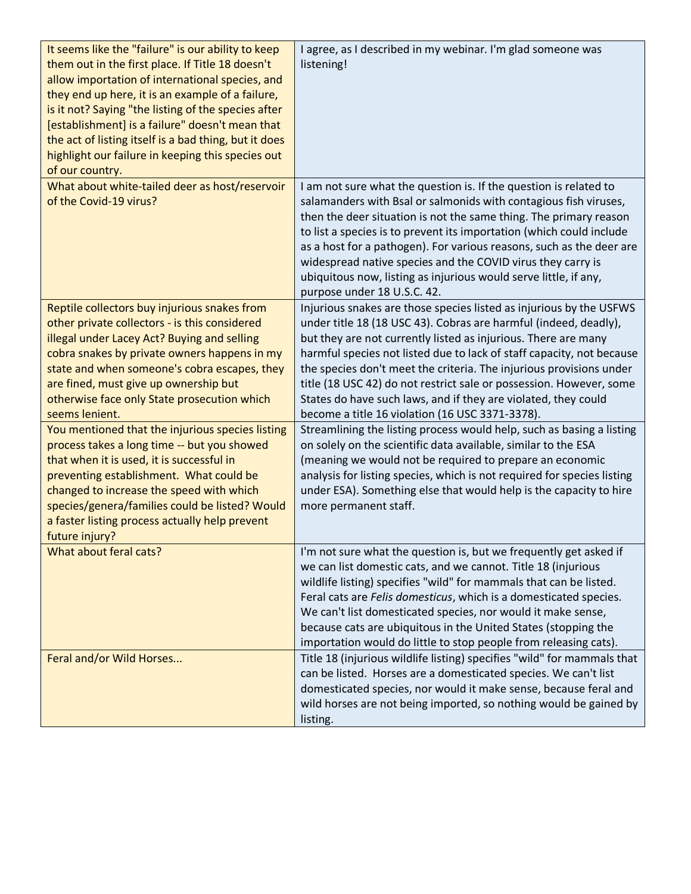| | |
|---|---|
| It seems like the "failure" is our ability to keep them out in the first place. If Title 18 doesn't allow importation of international species, and they end up here, it is an example of a failure, is it not? Saying "the listing of the species after [establishment] is a failure" doesn't mean that the act of listing itself is a bad thing, but it does highlight our failure in keeping this species out of our country. | I agree, as I described in my webinar. I'm glad someone was listening! |
| What about white-tailed deer as host/reservoir of the Covid-19 virus? | I am not sure what the question is. If the question is related to salamanders with Bsal or salmonids with contagious fish viruses, then the deer situation is not the same thing. The primary reason to list a species is to prevent its importation (which could include as a host for a pathogen). For various reasons, such as the deer are widespread native species and the COVID virus they carry is ubiquitous now, listing as injurious would serve little, if any, purpose under 18 U.S.C. 42. |
| Reptile collectors buy injurious snakes from other private collectors - is this considered illegal under Lacey Act? Buying and selling cobra snakes by private owners happens in my state and when someone's cobra escapes, they are fined, must give up ownership but otherwise face only State prosecution which seems lenient. | Injurious snakes are those species listed as injurious by the USFWS under title 18 (18 USC 43). Cobras are harmful (indeed, deadly), but they are not currently listed as injurious. There are many harmful species not listed due to lack of staff capacity, not because the species don't meet the criteria. The injurious provisions under title (18 USC 42) do not restrict sale or possession. However, some States do have such laws, and if they are violated, they could become a title 16 violation (16 USC 3371-3378). |
| You mentioned that the injurious species listing process takes a long time -- but you showed that when it is used, it is successful in preventing establishment. What could be changed to increase the speed with which species/genera/families could be listed? Would a faster listing process actually help prevent future injury? | Streamlining the listing process would help, such as basing a listing on solely on the scientific data available, similar to the ESA (meaning we would not be required to prepare an economic analysis for listing species, which is not required for species listing under ESA). Something else that would help is the capacity to hire more permanent staff. |
| What about feral cats? | I'm not sure what the question is, but we frequently get asked if we can list domestic cats, and we cannot. Title 18 (injurious wildlife listing) specifies "wild" for mammals that can be listed. Feral cats are *Felis domesticus*, which is a domesticated species. We can't list domesticated species, nor would it make sense, because cats are ubiquitous in the United States (stopping the importation would do little to stop people from releasing cats). |
| Feral and/or Wild Horses... | Title 18 (injurious wildlife listing) specifies "wild" for mammals that can be listed. Horses are a domesticated species. We can't list domesticated species, nor would it make sense, because feral and wild horses are not being imported, so nothing would be gained by listing. |